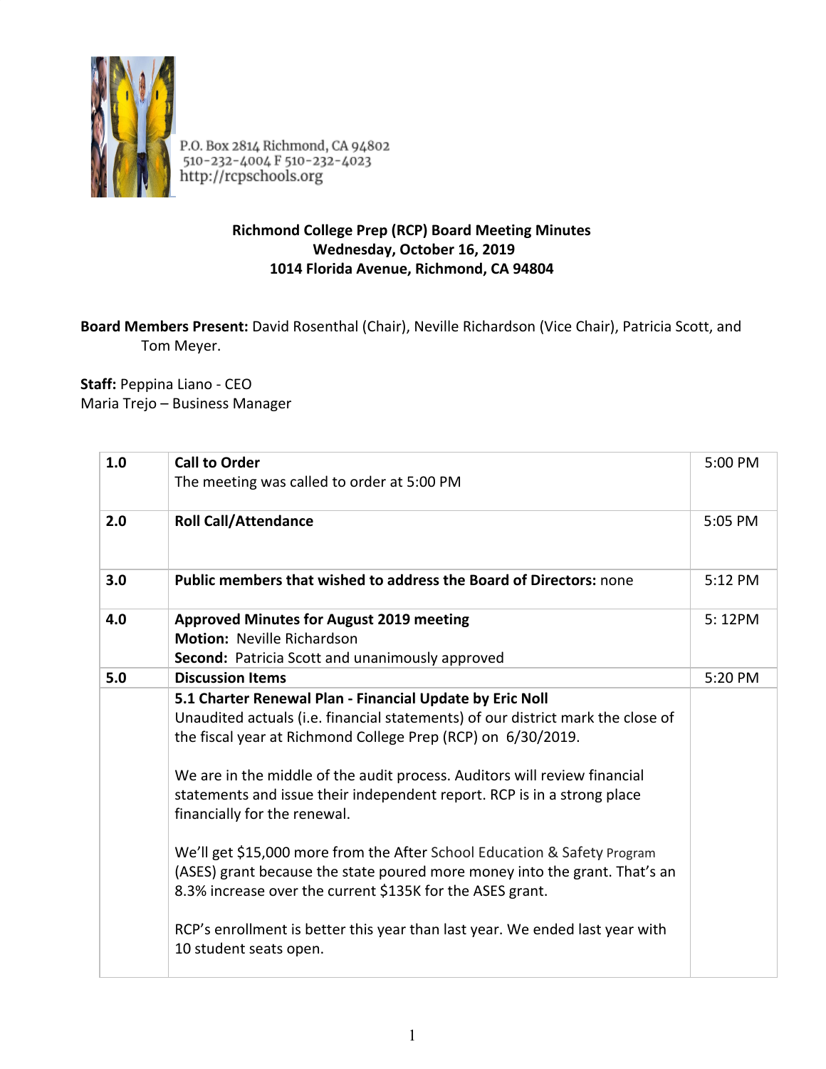P.O. Box 2814 Richmond, CA 94802
510-232-4004 F 510-232-4023
http://rcpschools.org

**Richmond College Prep (RCP) Board Meeting Minutes**
**Wednesday, October 16, 2019**
**1014 Florida Avenue, Richmond, CA 94804**

**Board Members Present:** David Rosenthal (Chair), Neville Richardson (Vice Chair), Patricia Scott, and Tom Meyer.

**Staff:** Peppina Liano - CEO
Maria Trejo – Business Manager

| | | |
|---|---|---|
| **1.0** | **Call to Order**<br>The meeting was called to order at 5:00 PM | 5:00 PM |
| **2.0** | **Roll Call/Attendance** | 5:05 PM |
| **3.0** | **Public members that wished to address the Board of Directors:** none | 5:12 PM |
| **4.0** | **Approved Minutes for August 2019 meeting**<br>**Motion:** Neville Richardson<br>**Second:** Patricia Scott and unanimously approved | 5: 12PM |
| **5.0** | **Discussion Items** | 5:20 PM |
| | **5.1 Charter Renewal Plan - Financial Update by Eric Noll**<br>Unaudited actuals (i.e. financial statements) of our district mark the close of the fiscal year at Richmond College Prep (RCP) on 6/30/2019.<br><br>We are in the middle of the audit process. Auditors will review financial statements and issue their independent report. RCP is in a strong place financially for the renewal.<br><br>We'll get $15,000 more from the After School Education & Safety Program (ASES) grant because the state poured more money into the grant. That's an 8.3% increase over the current $135K for the ASES grant.<br><br>RCP's enrollment is better this year than last year. We ended last year with 10 student seats open. | |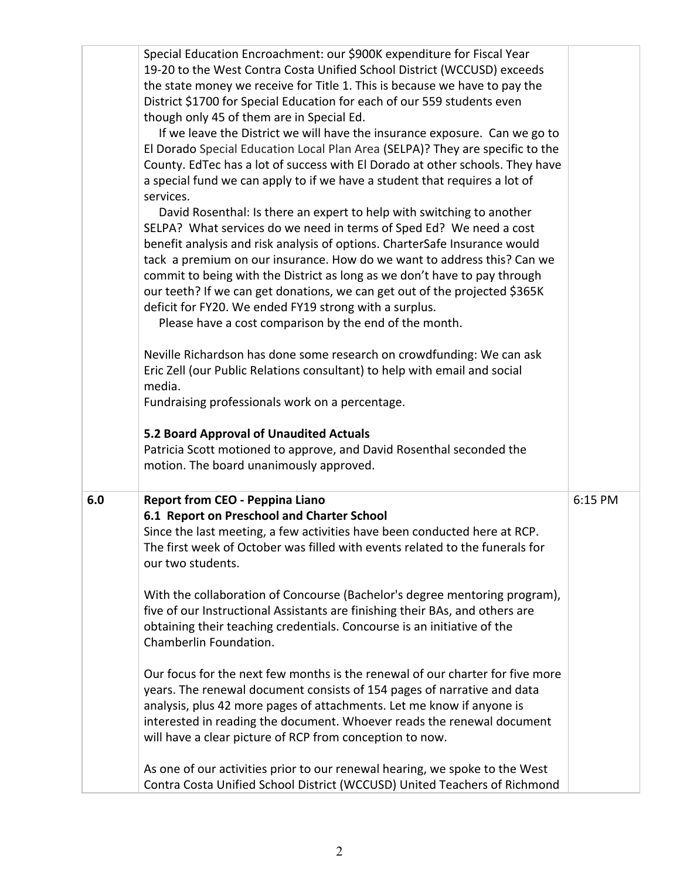| | | |
|---|---|---|
| | Special Education Encroachment: our \$900K expenditure for Fiscal Year 19-20 to the West Contra Costa Unified School District (WCCUSD) exceeds the state money we receive for Title 1. This is because we have to pay the District \$1700 for Special Education for each of our 559 students even though only 45 of them are in Special Ed.<br>If we leave the District we will have the insurance exposure. Can we go to El Dorado Special Education Local Plan Area (SELPA)? They are specific to the County. EdTec has a lot of success with El Dorado at other schools. They have a special fund we can apply to if we have a student that requires a lot of services.<br>David Rosenthal: Is there an expert to help with switching to another SELPA? What services do we need in terms of Sped Ed? We need a cost benefit analysis and risk analysis of options. CharterSafe Insurance would tack a premium on our insurance. How do we want to address this? Can we commit to being with the District as long as we don't have to pay through our teeth? If we can get donations, we can get out of the projected \$365K deficit for FY20. We ended FY19 strong with a surplus.<br>Please have a cost comparison by the end of the month.<br><br>Neville Richardson has done some research on crowdfunding: We can ask Eric Zell (our Public Relations consultant) to help with email and social media.<br>Fundraising professionals work on a percentage.<br><br>**5.2 Board Approval of Unaudited Actuals**<br>Patricia Scott motioned to approve, and David Rosenthal seconded the motion. The board unanimously approved. | |
| **6.0** | **Report from CEO - Peppina Liano**<br>**6.1 Report on Preschool and Charter School**<br>Since the last meeting, a few activities have been conducted here at RCP. The first week of October was filled with events related to the funerals for our two students.<br><br>With the collaboration of Concourse (Bachelor's degree mentoring program), five of our Instructional Assistants are finishing their BAs, and others are obtaining their teaching credentials. Concourse is an initiative of the Chamberlin Foundation.<br><br>Our focus for the next few months is the renewal of our charter for five more years. The renewal document consists of 154 pages of narrative and data analysis, plus 42 more pages of attachments. Let me know if anyone is interested in reading the document. Whoever reads the renewal document will have a clear picture of RCP from conception to now.<br><br>As one of our activities prior to our renewal hearing, we spoke to the West Contra Costa Unified School District (WCCUSD) United Teachers of Richmond | 6:15 PM |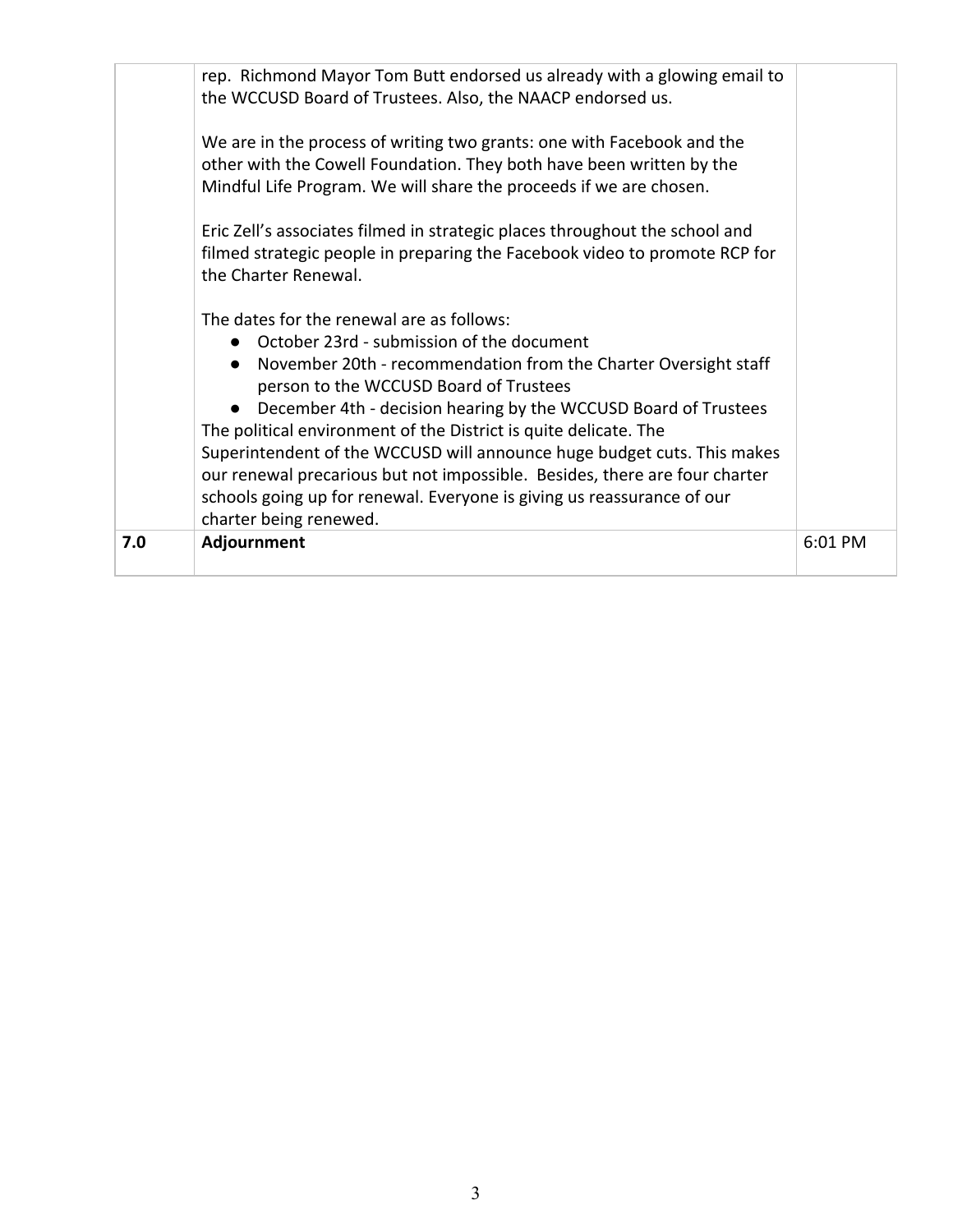| | | |
|---|---|---|
| | rep. Richmond Mayor Tom Butt endorsed us already with a glowing email to the WCCUSD Board of Trustees. Also, the NAACP endorsed us.<br><br>We are in the process of writing two grants: one with Facebook and the other with the Cowell Foundation. They both have been written by the Mindful Life Program. We will share the proceeds if we are chosen.<br><br>Eric Zell's associates filmed in strategic places throughout the school and filmed strategic people in preparing the Facebook video to promote RCP for the Charter Renewal.<br><br>The dates for the renewal are as follows:<br>● October 23rd - submission of the document<br>● November 20th - recommendation from the Charter Oversight staff person to the WCCUSD Board of Trustees<br>● December 4th - decision hearing by the WCCUSD Board of Trustees<br>The political environment of the District is quite delicate. The Superintendent of the WCCUSD will announce huge budget cuts. This makes our renewal precarious but not impossible. Besides, there are four charter schools going up for renewal. Everyone is giving us reassurance of our charter being renewed. | |
| **7.0** | **Adjournment** | 6:01 PM |